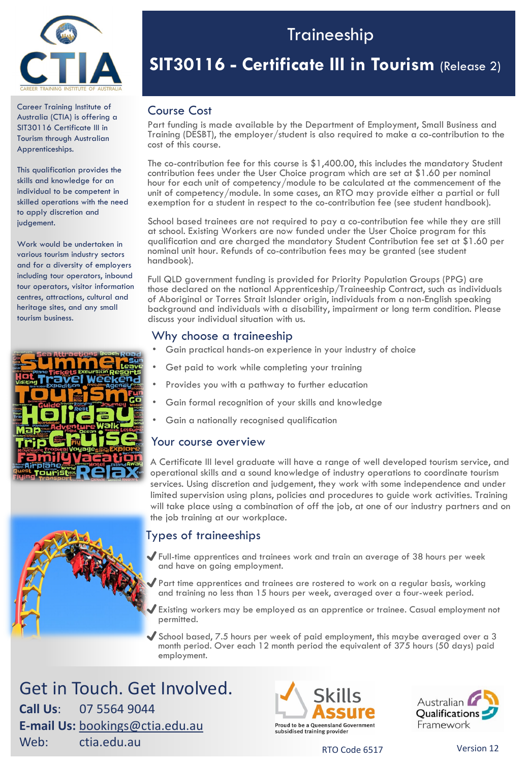# Traineeship

# SIT30116 - Certificate III in Tourism (Release 2)

Career Training Institute of Australia (CTIA) is offering a SIT30116 Certificate III in Tourism through Australian Apprenticeships.

This qualification provides the skills and knowledge for an individual to be competent in skilled operations with the need to apply discretion and judgement.

Work would be undertaken in various tourism industry sectors and for a diversity of employers including tour operators, inbound tour operators, visitor information centres, attractions, cultural and heritage sites, and any small tourism business.

## Course Cost

Part funding is made available by the Department of Employment, Small Business and Training (DESBT), the employer/student is also required to make a co-contribution to the cost of this course.

The co-contribution fee for this course is $1,400.00, this includes the mandatory Student contribution fees under the User Choice program which are set at $1.60 per nominal hour for each unit of competency/module to be calculated at the commencement of the unit of competency/module. In some cases, an RTO may provide either a partial or full exemption for a student in respect to the co-contribution fee (see student handbook).

School based trainees are not required to pay a co-contribution fee while they are still at school. Existing Workers are now funded under the User Choice program for this qualification and are charged the mandatory Student Contribution fee set at $1.60 per nominal unit hour. Refunds of co-contribution fees may be granted (see student handbook).

Full QLD government funding is provided for Priority Population Groups (PPG) are those declared on the national Apprenticeship/Traineeship Contract, such as individuals of Aboriginal or Torres Strait Islander origin, individuals from a non-English speaking background and individuals with a disability, impairment or long term condition. Please discuss your individual situation with us.

## Why choose a traineeship

- Gain practical hands-on experience in your industry of choice
- Get paid to work while completing your training
- Provides you with a pathway to further education
- Gain formal recognition of your skills and knowledge
- Gain a nationally recognised qualification

## Your course overview

A Certificate III level graduate will have a range of well developed tourism service, and operational skills and a sound knowledge of industry operations to coordinate tourism services. Using discretion and judgement, they work with some independence and under limited supervision using plans, policies and procedures to guide work activities. Training will take place using a combination of off the job, at one of our industry partners and on the job training at our workplace.

## Types of traineeships

- ✔ Full-time apprentices and trainees work and train an average of 38 hours per week and have on going employment.
- ✔ Part time apprentices and trainees are rostered to work on a regular basis, working and training no less than 15 hours per week, averaged over a four-week period.
- ✔ Existing workers may be employed as an apprentice or trainee. Casual employment not permitted.
- ✔ School based, 7.5 hours per week of paid employment, this maybe averaged over a 3 month period. Over each 12 month period the equivalent of 375 hours (50 days) paid employment.

## Get in Touch. Get Involved.

**Call Us:** 07 5564 9044
**E-mail Us:** bookings@ctia.edu.au
Web: ctia.edu.au

Skills Assure — Proud to be a Queensland Government subsidised training provider

Australian Qualifications Framework

RTO Code 6517

Version 12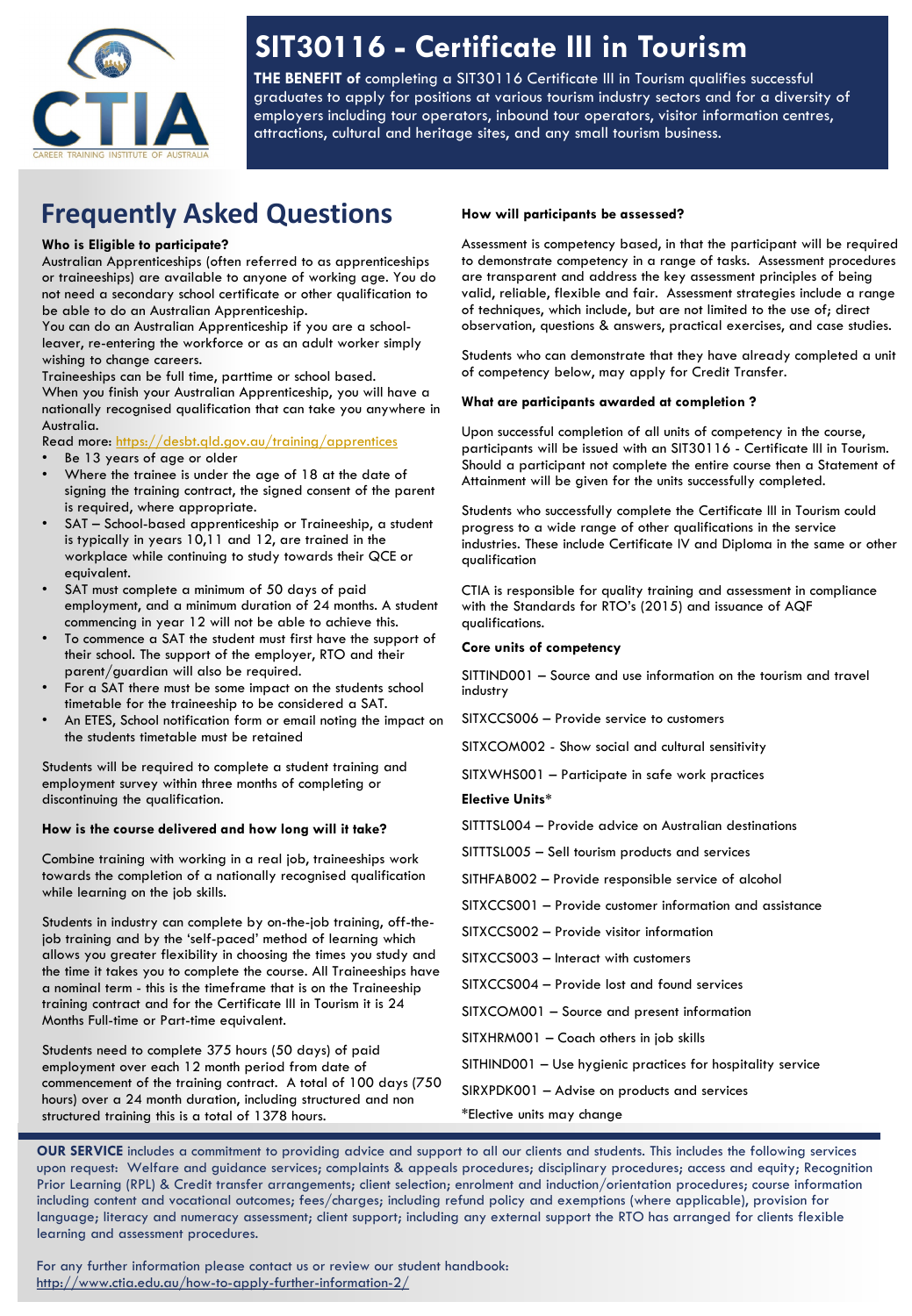# SIT30116 - Certificate III in Tourism

**THE BENEFIT of** completing a SIT30116 Certificate III in Tourism qualifies successful graduates to apply for positions at various tourism industry sectors and for a diversity of employers including tour operators, inbound tour operators, visitor information centres, attractions, cultural and heritage sites, and any small tourism business.

## Frequently Asked Questions

**Who is Eligible to participate?**

Australian Apprenticeships (often referred to as apprenticeships or traineeships) are available to anyone of working age. You do not need a secondary school certificate or other qualification to be able to do an Australian Apprenticeship.

You can do an Australian Apprenticeship if you are a school-leaver, re-entering the workforce or as an adult worker simply wishing to change careers.

Traineeships can be full time, parttime or school based.

When you finish your Australian Apprenticeship, you will have a nationally recognised qualification that can take you anywhere in Australia.

Read more: https://desbt.qld.gov.au/training/apprentices

- Be 13 years of age or older
- Where the trainee is under the age of 18 at the date of signing the training contract, the signed consent of the parent is required, where appropriate.
- SAT – School-based apprenticeship or Traineeship, a student is typically in years 10,11 and 12, are trained in the workplace while continuing to study towards their QCE or equivalent.
- SAT must complete a minimum of 50 days of paid employment, and a minimum duration of 24 months. A student commencing in year 12 will not be able to achieve this.
- To commence a SAT the student must first have the support of their school. The support of the employer, RTO and their parent/guardian will also be required.
- For a SAT there must be some impact on the students school timetable for the traineeship to be considered a SAT.
- An ETES, School notification form or email noting the impact on the students timetable must be retained

Students will be required to complete a student training and employment survey within three months of completing or discontinuing the qualification.

**How is the course delivered and how long will it take?**

Combine training with working in a real job, traineeships work towards the completion of a nationally recognised qualification while learning on the job skills.

Students in industry can complete by on-the-job training, off-the-job training and by the 'self-paced' method of learning which allows you greater flexibility in choosing the times you study and the time it takes you to complete the course. All Traineeships have a nominal term - this is the timeframe that is on the Traineeship training contract and for the Certificate III in Tourism it is 24 Months Full-time or Part-time equivalent.

Students need to complete 375 hours (50 days) of paid employment over each 12 month period from date of commencement of the training contract. A total of 100 days (750 hours) over a 24 month duration, including structured and non structured training this is a total of 1378 hours.

**How will participants be assessed?**

Assessment is competency based, in that the participant will be required to demonstrate competency in a range of tasks. Assessment procedures are transparent and address the key assessment principles of being valid, reliable, flexible and fair. Assessment strategies include a range of techniques, which include, but are not limited to the use of; direct observation, questions & answers, practical exercises, and case studies.

Students who can demonstrate that they have already completed a unit of competency below, may apply for Credit Transfer.

**What are participants awarded at completion ?**

Upon successful completion of all units of competency in the course, participants will be issued with an SIT30116 - Certificate III in Tourism. Should a participant not complete the entire course then a Statement of Attainment will be given for the units successfully completed.

Students who successfully complete the Certificate III in Tourism could progress to a wide range of other qualifications in the service industries. These include Certificate IV and Diploma in the same or other qualification

CTIA is responsible for quality training and assessment in compliance with the Standards for RTO's (2015) and issuance of AQF qualifications.

**Core units of competency**

SITTIND001 – Source and use information on the tourism and travel industry

SITXCCS006 – Provide service to customers

SITXCOM002 - Show social and cultural sensitivity

SITXWHS001 – Participate in safe work practices

**Elective Units***

SITTTSL004 – Provide advice on Australian destinations

SITTTSL005 – Sell tourism products and services

SITHFAB002 – Provide responsible service of alcohol

SITXCCS001 – Provide customer information and assistance

SITXCCS002 – Provide visitor information

SITXCCS003 – Interact with customers

SITXCCS004 – Provide lost and found services

SITXCOM001 – Source and present information

SITXHRM001 – Coach others in job skills

SITHIND001 – Use hygienic practices for hospitality service

SIRXPDK001 – Advise on products and services

*Elective units may change

**OUR SERVICE** includes a commitment to providing advice and support to all our clients and students. This includes the following services upon request: Welfare and guidance services; complaints & appeals procedures; disciplinary procedures; access and equity; Recognition Prior Learning (RPL) & Credit transfer arrangements; client selection; enrolment and induction/orientation procedures; course information including content and vocational outcomes; fees/charges; including refund policy and exemptions (where applicable), provision for language; literacy and numeracy assessment; client support; including any external support the RTO has arranged for clients flexible learning and assessment procedures.

For any further information please contact us or review our student handbook:
http://www.ctia.edu.au/how-to-apply-further-information-2/